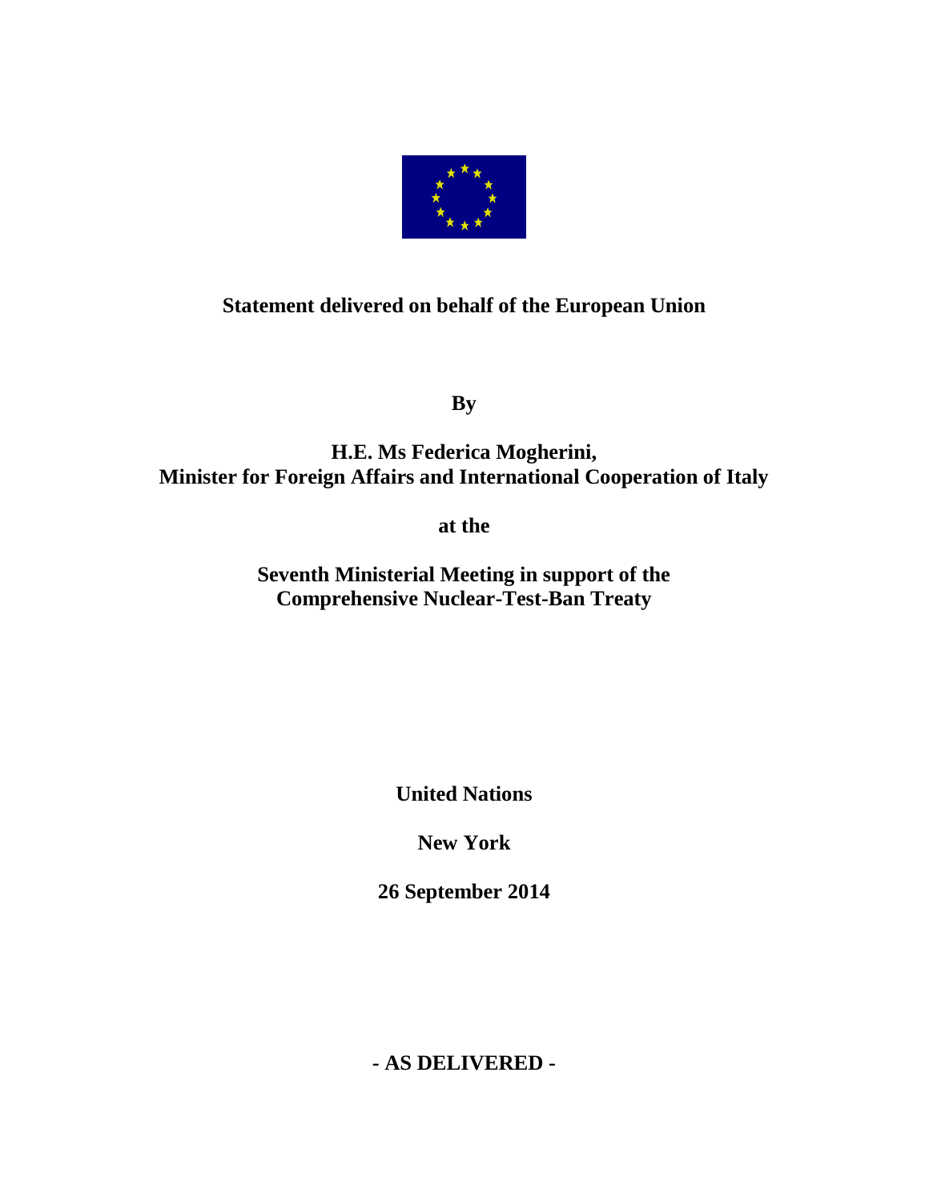**Statement delivered on behalf of the European Union**

**By**

**H.E. Ms Federica Mogherini,**
**Minister for Foreign Affairs and International Cooperation of Italy**

**at the**

**Seventh Ministerial Meeting in support of the Comprehensive Nuclear-Test-Ban Treaty**

**United Nations**

**New York**

**26 September 2014**

**- AS DELIVERED -**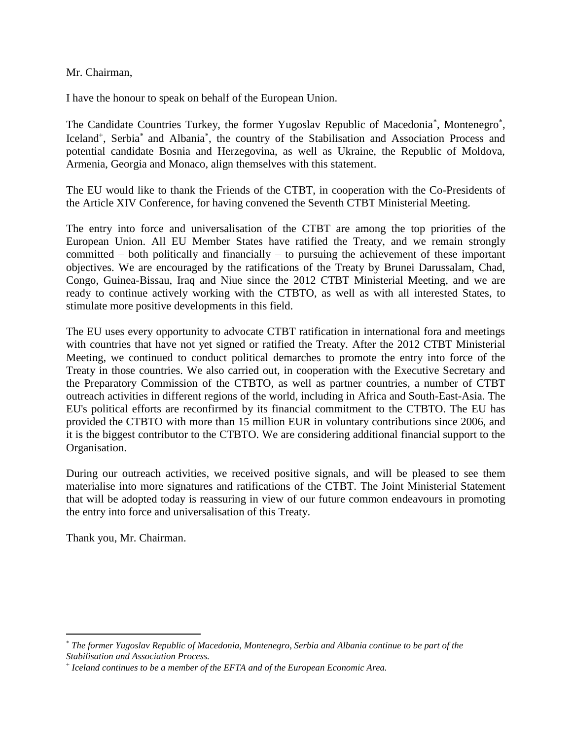Mr. Chairman,

I have the honour to speak on behalf of the European Union.

The Candidate Countries Turkey, the former Yugoslav Republic of Macedonia*, Montenegro*, Iceland+, Serbia* and Albania*, the country of the Stabilisation and Association Process and potential candidate Bosnia and Herzegovina, as well as Ukraine, the Republic of Moldova, Armenia, Georgia and Monaco, align themselves with this statement.

The EU would like to thank the Friends of the CTBT, in cooperation with the Co-Presidents of the Article XIV Conference, for having convened the Seventh CTBT Ministerial Meeting.

The entry into force and universalisation of the CTBT are among the top priorities of the European Union. All EU Member States have ratified the Treaty, and we remain strongly committed – both politically and financially – to pursuing the achievement of these important objectives. We are encouraged by the ratifications of the Treaty by Brunei Darussalam, Chad, Congo, Guinea-Bissau, Iraq and Niue since the 2012 CTBT Ministerial Meeting, and we are ready to continue actively working with the CTBTO, as well as with all interested States, to stimulate more positive developments in this field.

The EU uses every opportunity to advocate CTBT ratification in international fora and meetings with countries that have not yet signed or ratified the Treaty. After the 2012 CTBT Ministerial Meeting, we continued to conduct political demarches to promote the entry into force of the Treaty in those countries. We also carried out, in cooperation with the Executive Secretary and the Preparatory Commission of the CTBTO, as well as partner countries, a number of CTBT outreach activities in different regions of the world, including in Africa and South-East-Asia. The EU's political efforts are reconfirmed by its financial commitment to the CTBTO. The EU has provided the CTBTO with more than 15 million EUR in voluntary contributions since 2006, and it is the biggest contributor to the CTBTO. We are considering additional financial support to the Organisation.

During our outreach activities, we received positive signals, and will be pleased to see them materialise into more signatures and ratifications of the CTBT. The Joint Ministerial Statement that will be adopted today is reassuring in view of our future common endeavours in promoting the entry into force and universalisation of this Treaty.

Thank you, Mr. Chairman.

---

\* *The former Yugoslav Republic of Macedonia, Montenegro, Serbia and Albania continue to be part of the Stabilisation and Association Process.*

\+ *Iceland continues to be a member of the EFTA and of the European Economic Area.*